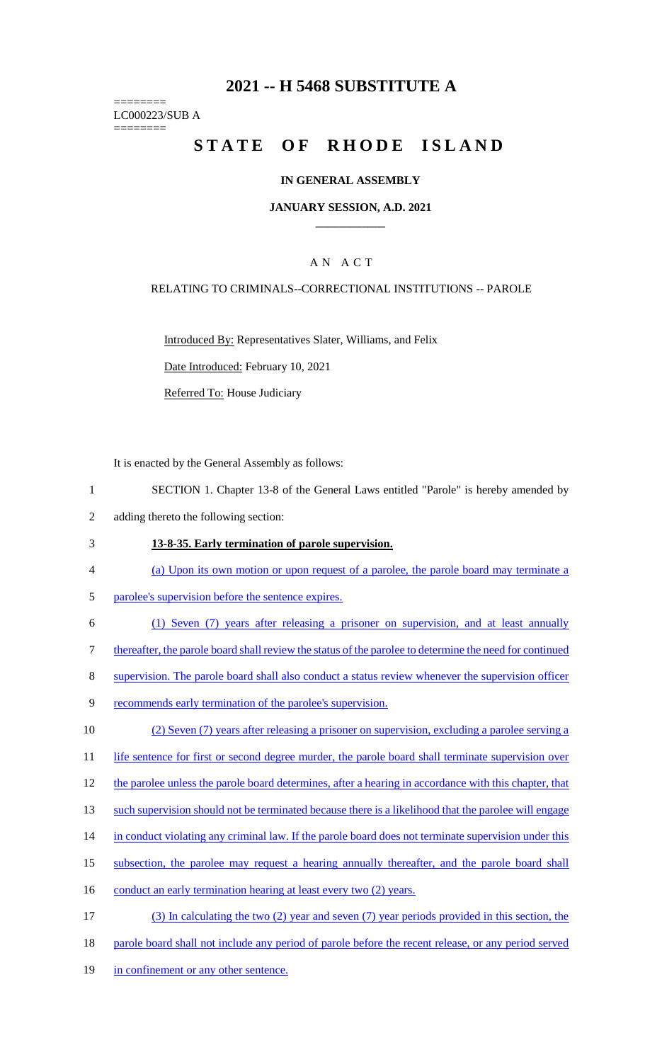# 2021 -- H 5468 SUBSTITUTE A

========
LC000223/SUB A
========

# STATE OF RHODE ISLAND

## IN GENERAL ASSEMBLY

### JANUARY SESSION, A.D. 2021

____________

## A N A C T

RELATING TO CRIMINALS--CORRECTIONAL INSTITUTIONS -- PAROLE

Introduced By: Representatives Slater, Williams, and Felix

Date Introduced: February 10, 2021

Referred To: House Judiciary

It is enacted by the General Assembly as follows:

1 SECTION 1. Chapter 13-8 of the General Laws entitled "Parole" is hereby amended by
2 adding thereto the following section:

3 **13-8-35. Early termination of parole supervision.**

4 (a) Upon its own motion or upon request of a parolee, the parole board may terminate a
5 parolee's supervision before the sentence expires.

6 (1) Seven (7) years after releasing a prisoner on supervision, and at least annually
7 thereafter, the parole board shall review the status of the parolee to determine the need for continued
8 supervision. The parole board shall also conduct a status review whenever the supervision officer
9 recommends early termination of the parolee's supervision.

10 (2) Seven (7) years after releasing a prisoner on supervision, excluding a parolee serving a
11 life sentence for first or second degree murder, the parole board shall terminate supervision over
12 the parolee unless the parole board determines, after a hearing in accordance with this chapter, that
13 such supervision should not be terminated because there is a likelihood that the parolee will engage
14 in conduct violating any criminal law. If the parole board does not terminate supervision under this
15 subsection, the parolee may request a hearing annually thereafter, and the parole board shall
16 conduct an early termination hearing at least every two (2) years.

17 (3) In calculating the two (2) year and seven (7) year periods provided in this section, the
18 parole board shall not include any period of parole before the recent release, or any period served
19 in confinement or any other sentence.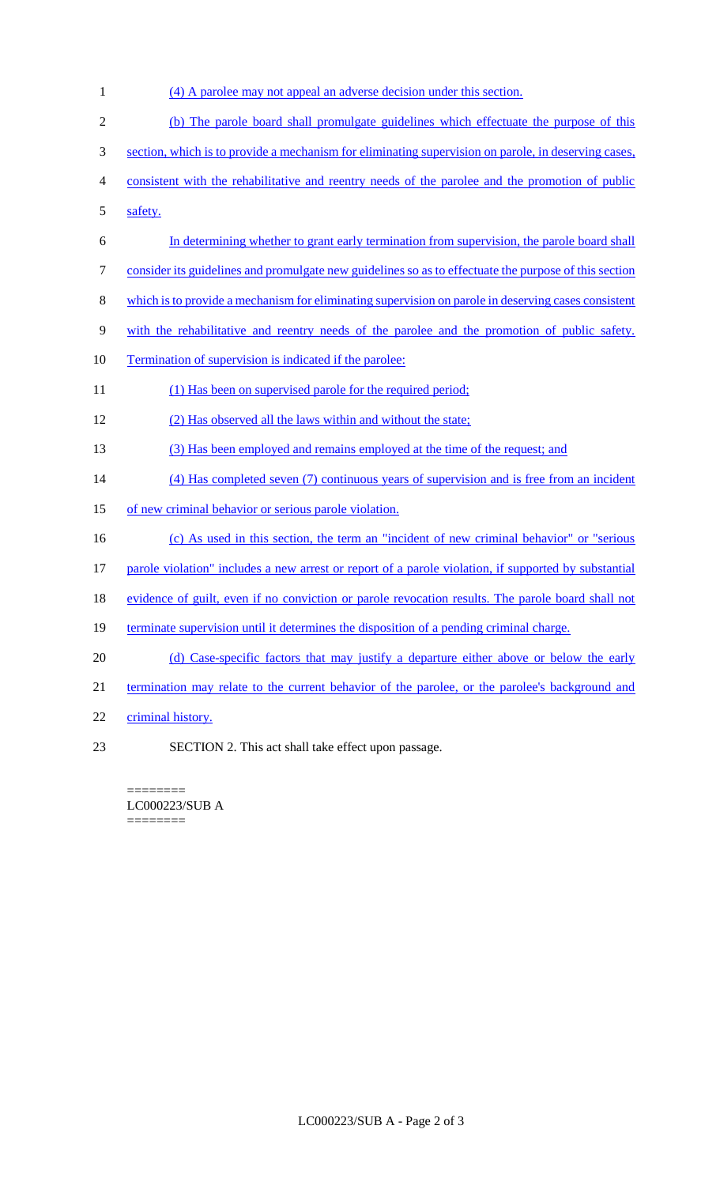(4) A parolee may not appeal an adverse decision under this section.

(b) The parole board shall promulgate guidelines which effectuate the purpose of this section, which is to provide a mechanism for eliminating supervision on parole, in deserving cases, consistent with the rehabilitative and reentry needs of the parolee and the promotion of public safety.

In determining whether to grant early termination from supervision, the parole board shall consider its guidelines and promulgate new guidelines so as to effectuate the purpose of this section which is to provide a mechanism for eliminating supervision on parole in deserving cases consistent with the rehabilitative and reentry needs of the parolee and the promotion of public safety. Termination of supervision is indicated if the parolee:

(1) Has been on supervised parole for the required period;

(2) Has observed all the laws within and without the state;

(3) Has been employed and remains employed at the time of the request; and

(4) Has completed seven (7) continuous years of supervision and is free from an incident of new criminal behavior or serious parole violation.

(c) As used in this section, the term an "incident of new criminal behavior" or "serious parole violation" includes a new arrest or report of a parole violation, if supported by substantial evidence of guilt, even if no conviction or parole revocation results. The parole board shall not terminate supervision until it determines the disposition of a pending criminal charge.

(d) Case-specific factors that may justify a departure either above or below the early termination may relate to the current behavior of the parolee, or the parolee's background and criminal history.

SECTION 2. This act shall take effect upon passage.

========
LC000223/SUB A
========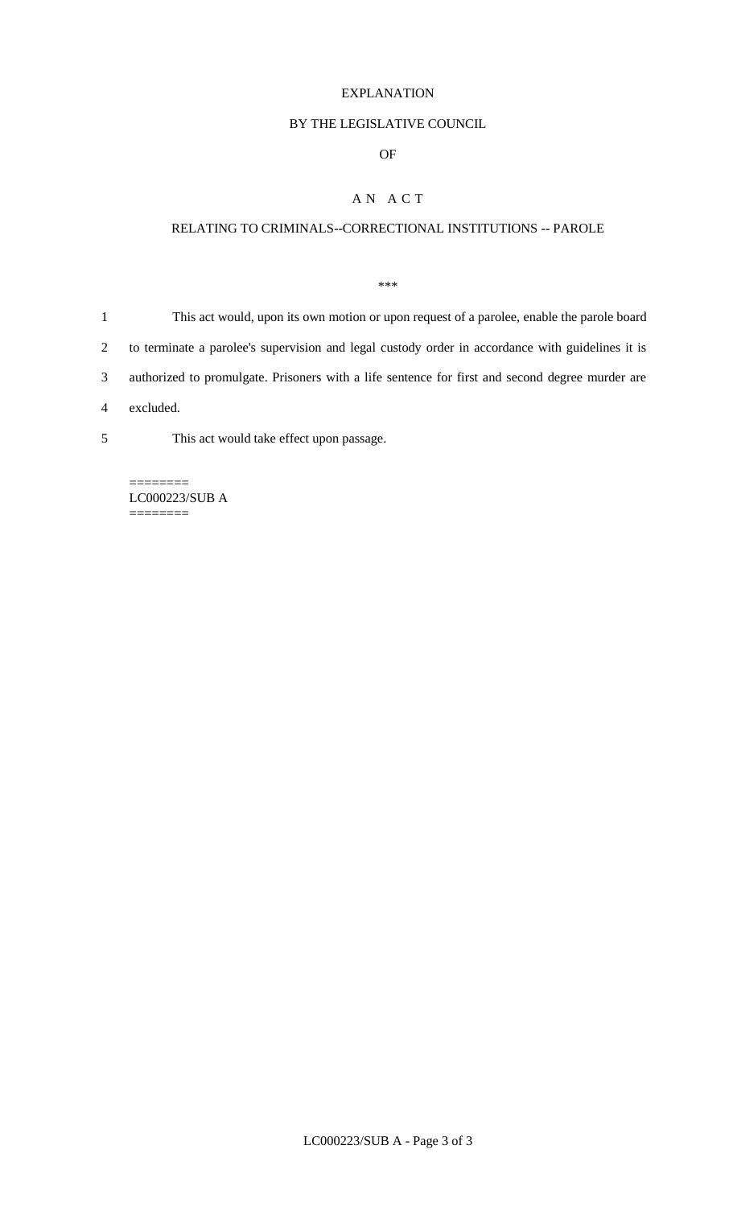EXPLANATION

BY THE LEGISLATIVE COUNCIL

OF

# A N A C T

## RELATING TO CRIMINALS--CORRECTIONAL INSTITUTIONS -- PAROLE

\*\*\*

This act would, upon its own motion or upon request of a parolee, enable the parole board to terminate a parolee's supervision and legal custody order in accordance with guidelines it is authorized to promulgate. Prisoners with a life sentence for first and second degree murder are excluded.

This act would take effect upon passage.

========
LC000223/SUB A
========